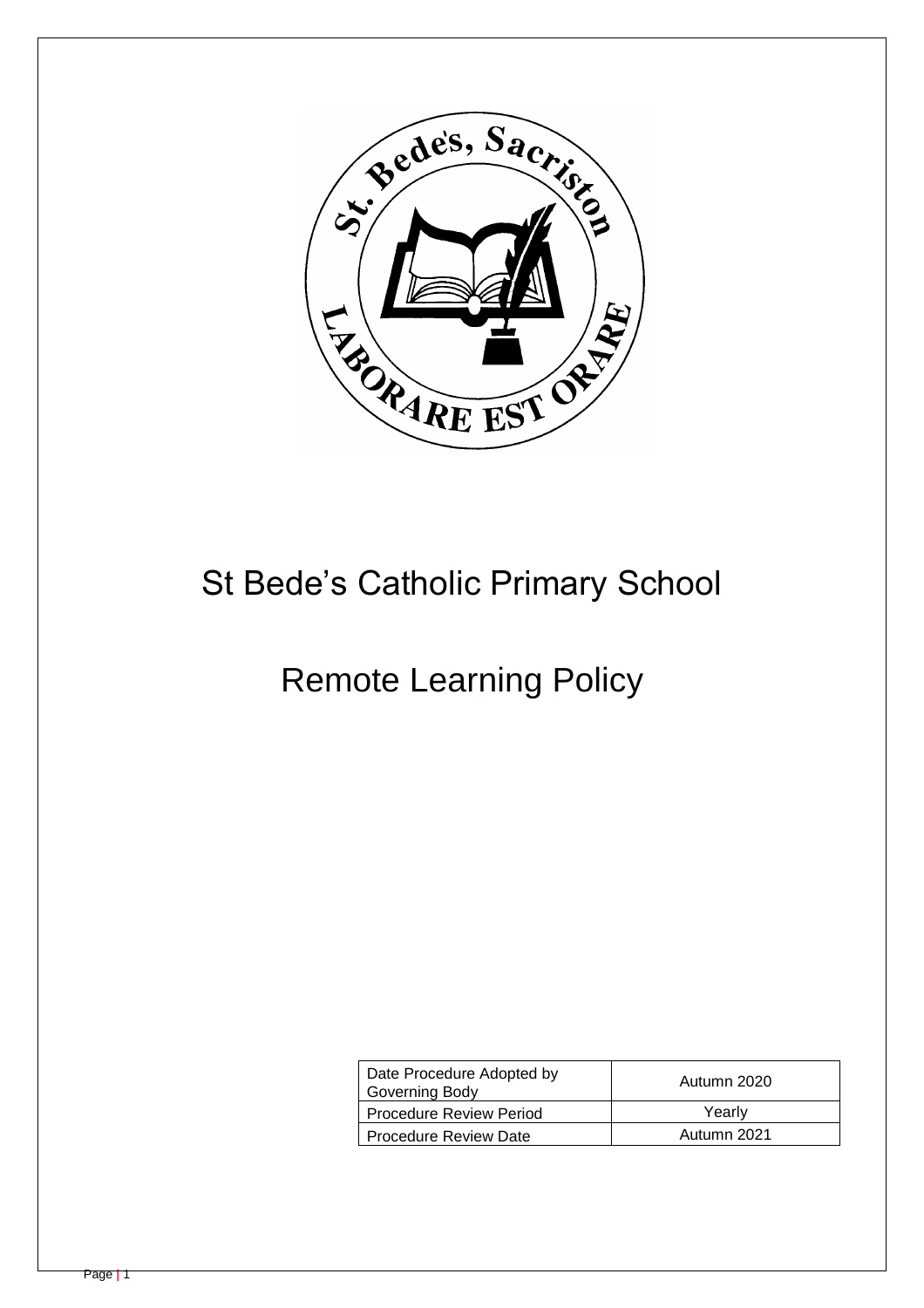# St Bede's Catholic Primary School

# Remote Learning Policy

| Date Procedure Adopted by Governing Body | Autumn 2020 |
|---|---|
| Procedure Review Period | Yearly |
| Procedure Review Date | Autumn 2021 |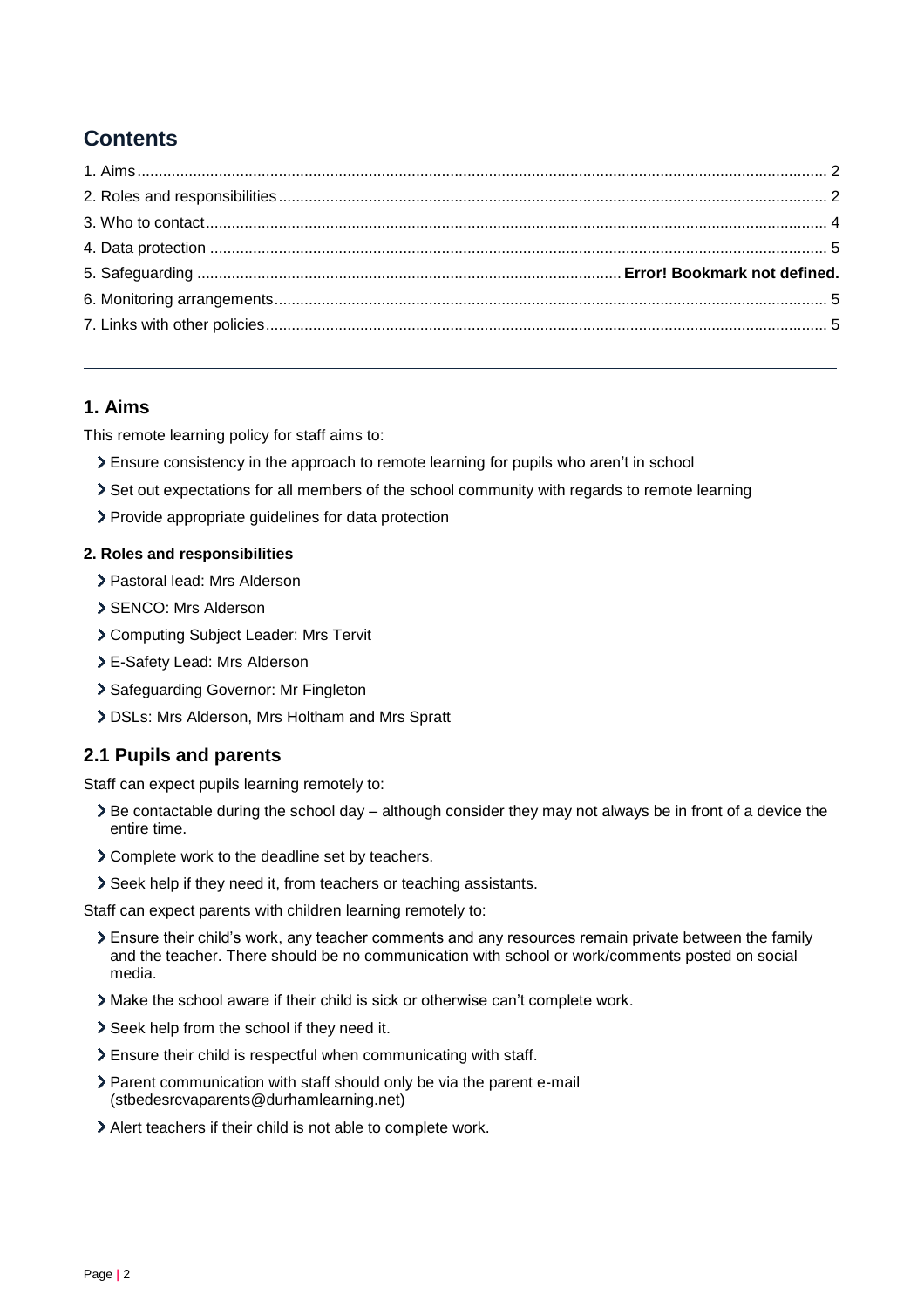## Contents

1. Aims............................................................................................................................................................. 2
2. Roles and responsibilities............................................................................................................................ 2
3. Who to contact............................................................................................................................................. 4
4. Data protection ............................................................................................................................................ 5
5. Safeguarding ................................................................................................. **Error! Bookmark not defined.**
6. Monitoring arrangements............................................................................................................................. 5
7. Links with other policies............................................................................................................................... 5

---

## 1. Aims

This remote learning policy for staff aims to:

- Ensure consistency in the approach to remote learning for pupils who aren't in school
- Set out expectations for all members of the school community with regards to remote learning
- Provide appropriate guidelines for data protection

#### 2. Roles and responsibilities

- Pastoral lead: Mrs Alderson
- SENCO: Mrs Alderson
- Computing Subject Leader: Mrs Tervit
- E-Safety Lead: Mrs Alderson
- Safeguarding Governor: Mr Fingleton
- DSLs: Mrs Alderson, Mrs Holtham and Mrs Spratt

## 2.1 Pupils and parents

Staff can expect pupils learning remotely to:

- Be contactable during the school day – although consider they may not always be in front of a device the entire time.
- Complete work to the deadline set by teachers.
- Seek help if they need it, from teachers or teaching assistants.

Staff can expect parents with children learning remotely to:

- Ensure their child's work, any teacher comments and any resources remain private between the family and the teacher. There should be no communication with school or work/comments posted on social media.
- Make the school aware if their child is sick or otherwise can't complete work.
- Seek help from the school if they need it.
- Ensure their child is respectful when communicating with staff.
- Parent communication with staff should only be via the parent e-mail (stbedesrcvaparents@durhamlearning.net)
- Alert teachers if their child is not able to complete work.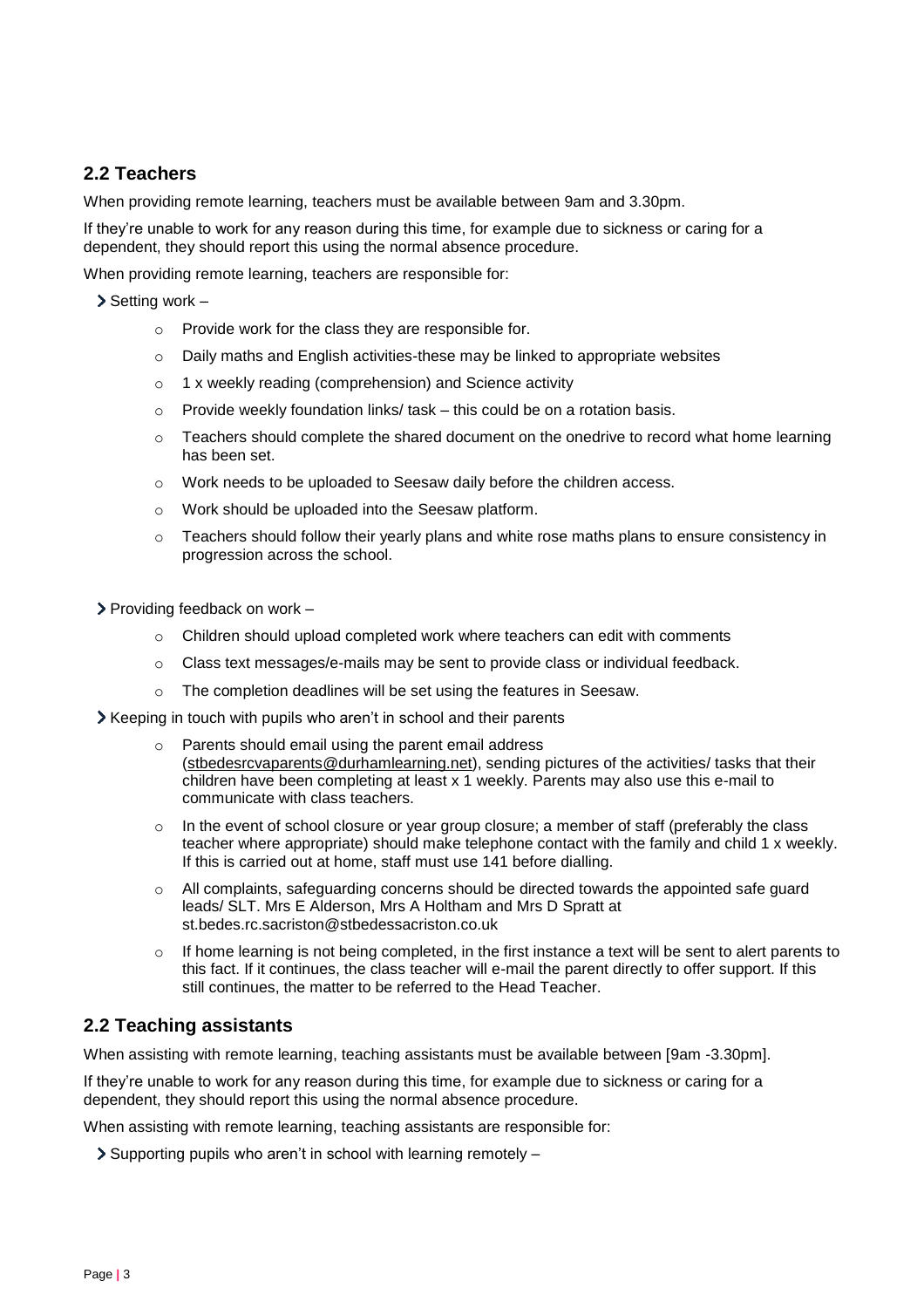## 2.2 Teachers

When providing remote learning, teachers must be available between 9am and 3.30pm.

If they're unable to work for any reason during this time, for example due to sickness or caring for a dependent, they should report this using the normal absence procedure.

When providing remote learning, teachers are responsible for:

- Setting work –
  - Provide work for the class they are responsible for.
  - Daily maths and English activities-these may be linked to appropriate websites
  - 1 x weekly reading (comprehension) and Science activity
  - Provide weekly foundation links/ task – this could be on a rotation basis.
  - Teachers should complete the shared document on the onedrive to record what home learning has been set.
  - Work needs to be uploaded to Seesaw daily before the children access.
  - Work should be uploaded into the Seesaw platform.
  - Teachers should follow their yearly plans and white rose maths plans to ensure consistency in progression across the school.

- Providing feedback on work –
  - Children should upload completed work where teachers can edit with comments
  - Class text messages/e-mails may be sent to provide class or individual feedback.
  - The completion deadlines will be set using the features in Seesaw.

- Keeping in touch with pupils who aren't in school and their parents
  - Parents should email using the parent email address (stbedesrcvaparents@durhamlearning.net), sending pictures of the activities/ tasks that their children have been completing at least x 1 weekly. Parents may also use this e-mail to communicate with class teachers.
  - In the event of school closure or year group closure; a member of staff (preferably the class teacher where appropriate) should make telephone contact with the family and child 1 x weekly. If this is carried out at home, staff must use 141 before dialling.
  - All complaints, safeguarding concerns should be directed towards the appointed safe guard leads/ SLT. Mrs E Alderson, Mrs A Holtham and Mrs D Spratt at st.bedes.rc.sacriston@stbedessacriston.co.uk
  - If home learning is not being completed, in the first instance a text will be sent to alert parents to this fact. If it continues, the class teacher will e-mail the parent directly to offer support. If this still continues, the matter to be referred to the Head Teacher.

## 2.2 Teaching assistants

When assisting with remote learning, teaching assistants must be available between [9am -3.30pm].

If they're unable to work for any reason during this time, for example due to sickness or caring for a dependent, they should report this using the normal absence procedure.

When assisting with remote learning, teaching assistants are responsible for:

- Supporting pupils who aren't in school with learning remotely –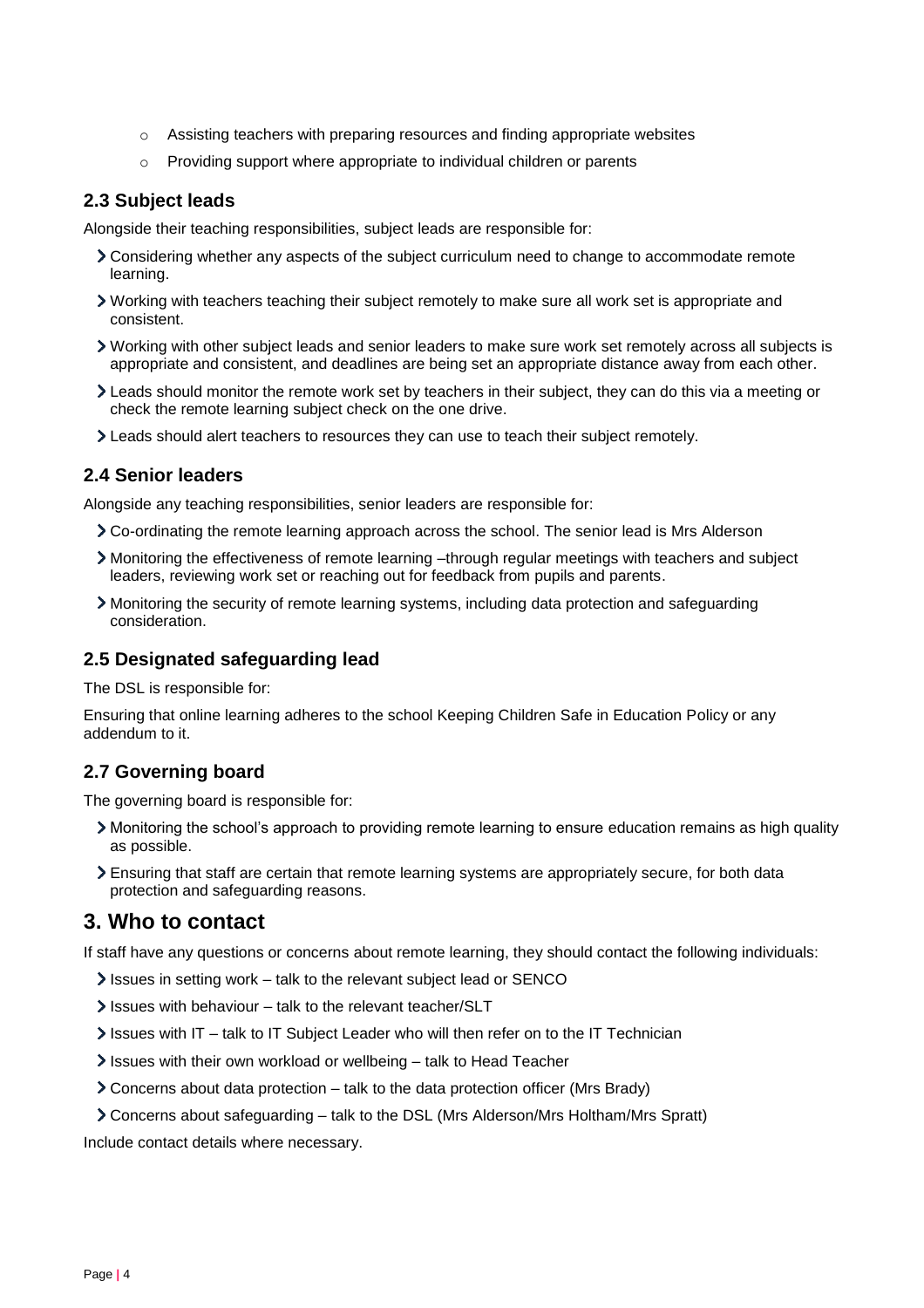- Assisting teachers with preparing resources and finding appropriate websites
- Providing support where appropriate to individual children or parents

### 2.3 Subject leads

Alongside their teaching responsibilities, subject leads are responsible for:

- Considering whether any aspects of the subject curriculum need to change to accommodate remote learning.
- Working with teachers teaching their subject remotely to make sure all work set is appropriate and consistent.
- Working with other subject leads and senior leaders to make sure work set remotely across all subjects is appropriate and consistent, and deadlines are being set an appropriate distance away from each other.
- Leads should monitor the remote work set by teachers in their subject, they can do this via a meeting or check the remote learning subject check on the one drive.
- Leads should alert teachers to resources they can use to teach their subject remotely.

### 2.4 Senior leaders

Alongside any teaching responsibilities, senior leaders are responsible for:

- Co-ordinating the remote learning approach across the school. The senior lead is Mrs Alderson
- Monitoring the effectiveness of remote learning –through regular meetings with teachers and subject leaders, reviewing work set or reaching out for feedback from pupils and parents.
- Monitoring the security of remote learning systems, including data protection and safeguarding consideration.

### 2.5 Designated safeguarding lead

The DSL is responsible for:

Ensuring that online learning adheres to the school Keeping Children Safe in Education Policy or any addendum to it.

### 2.7 Governing board

The governing board is responsible for:

- Monitoring the school's approach to providing remote learning to ensure education remains as high quality as possible.
- Ensuring that staff are certain that remote learning systems are appropriately secure, for both data protection and safeguarding reasons.

## 3. Who to contact

If staff have any questions or concerns about remote learning, they should contact the following individuals:

- Issues in setting work – talk to the relevant subject lead or SENCO
- Issues with behaviour – talk to the relevant teacher/SLT
- Issues with IT – talk to IT Subject Leader who will then refer on to the IT Technician
- Issues with their own workload or wellbeing – talk to Head Teacher
- Concerns about data protection – talk to the data protection officer (Mrs Brady)
- Concerns about safeguarding – talk to the DSL (Mrs Alderson/Mrs Holtham/Mrs Spratt)

Include contact details where necessary.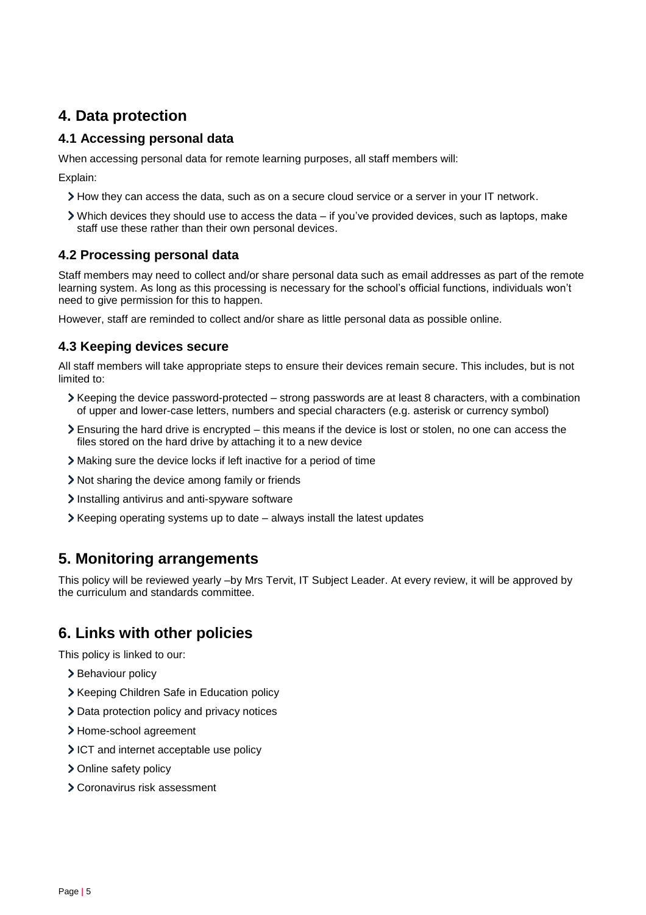## 4. Data protection

### 4.1 Accessing personal data

When accessing personal data for remote learning purposes, all staff members will:

Explain:

- How they can access the data, such as on a secure cloud service or a server in your IT network.
- Which devices they should use to access the data – if you've provided devices, such as laptops, make staff use these rather than their own personal devices.

### 4.2 Processing personal data

Staff members may need to collect and/or share personal data such as email addresses as part of the remote learning system. As long as this processing is necessary for the school's official functions, individuals won't need to give permission for this to happen.

However, staff are reminded to collect and/or share as little personal data as possible online.

### 4.3 Keeping devices secure

All staff members will take appropriate steps to ensure their devices remain secure. This includes, but is not limited to:

- Keeping the device password-protected – strong passwords are at least 8 characters, with a combination of upper and lower-case letters, numbers and special characters (e.g. asterisk or currency symbol)
- Ensuring the hard drive is encrypted – this means if the device is lost or stolen, no one can access the files stored on the hard drive by attaching it to a new device
- Making sure the device locks if left inactive for a period of time
- Not sharing the device among family or friends
- Installing antivirus and anti-spyware software
- Keeping operating systems up to date – always install the latest updates

## 5. Monitoring arrangements

This policy will be reviewed yearly –by Mrs Tervit, IT Subject Leader. At every review, it will be approved by the curriculum and standards committee.

## 6. Links with other policies

This policy is linked to our:

- Behaviour policy
- Keeping Children Safe in Education policy
- Data protection policy and privacy notices
- Home-school agreement
- ICT and internet acceptable use policy
- Online safety policy
- Coronavirus risk assessment